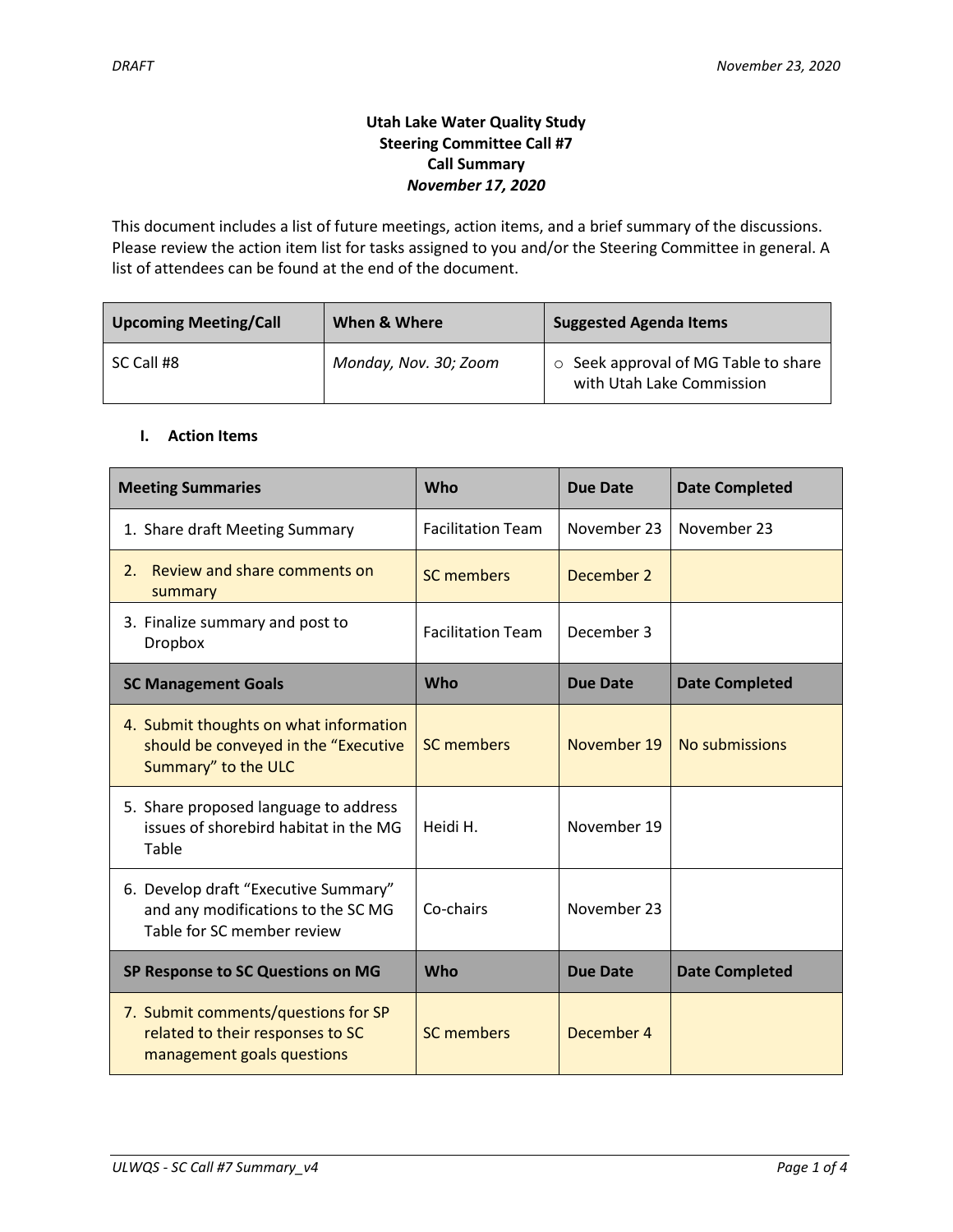DRAFT

November 23, 2020

**Utah Lake Water Quality Study**
**Steering Committee Call #7**
**Call Summary**
***November 17, 2020***

This document includes a list of future meetings, action items, and a brief summary of the discussions. Please review the action item list for tasks assigned to you and/or the Steering Committee in general. A list of attendees can be found at the end of the document.

| Upcoming Meeting/Call | When & Where | Suggested Agenda Items |
|---|---|---|
| SC Call #8 | *Monday, Nov. 30; Zoom* | ○ Seek approval of MG Table to share with Utah Lake Commission |

## I. Action Items

| Meeting Summaries | Who | Due Date | Date Completed |
|---|---|---|---|
| 1. Share draft Meeting Summary | Facilitation Team | November 23 | November 23 |
| 2. Review and share comments on summary | SC members | December 2 | |
| 3. Finalize summary and post to Dropbox | Facilitation Team | December 3 | |
| **SC Management Goals** | **Who** | **Due Date** | **Date Completed** |
| 4. Submit thoughts on what information should be conveyed in the "Executive Summary" to the ULC | SC members | November 19 | No submissions |
| 5. Share proposed language to address issues of shorebird habitat in the MG Table | Heidi H. | November 19 | |
| 6. Develop draft "Executive Summary" and any modifications to the SC MG Table for SC member review | Co-chairs | November 23 | |
| **SP Response to SC Questions on MG** | **Who** | **Due Date** | **Date Completed** |
| 7. Submit comments/questions for SP related to their responses to SC management goals questions | SC members | December 4 | |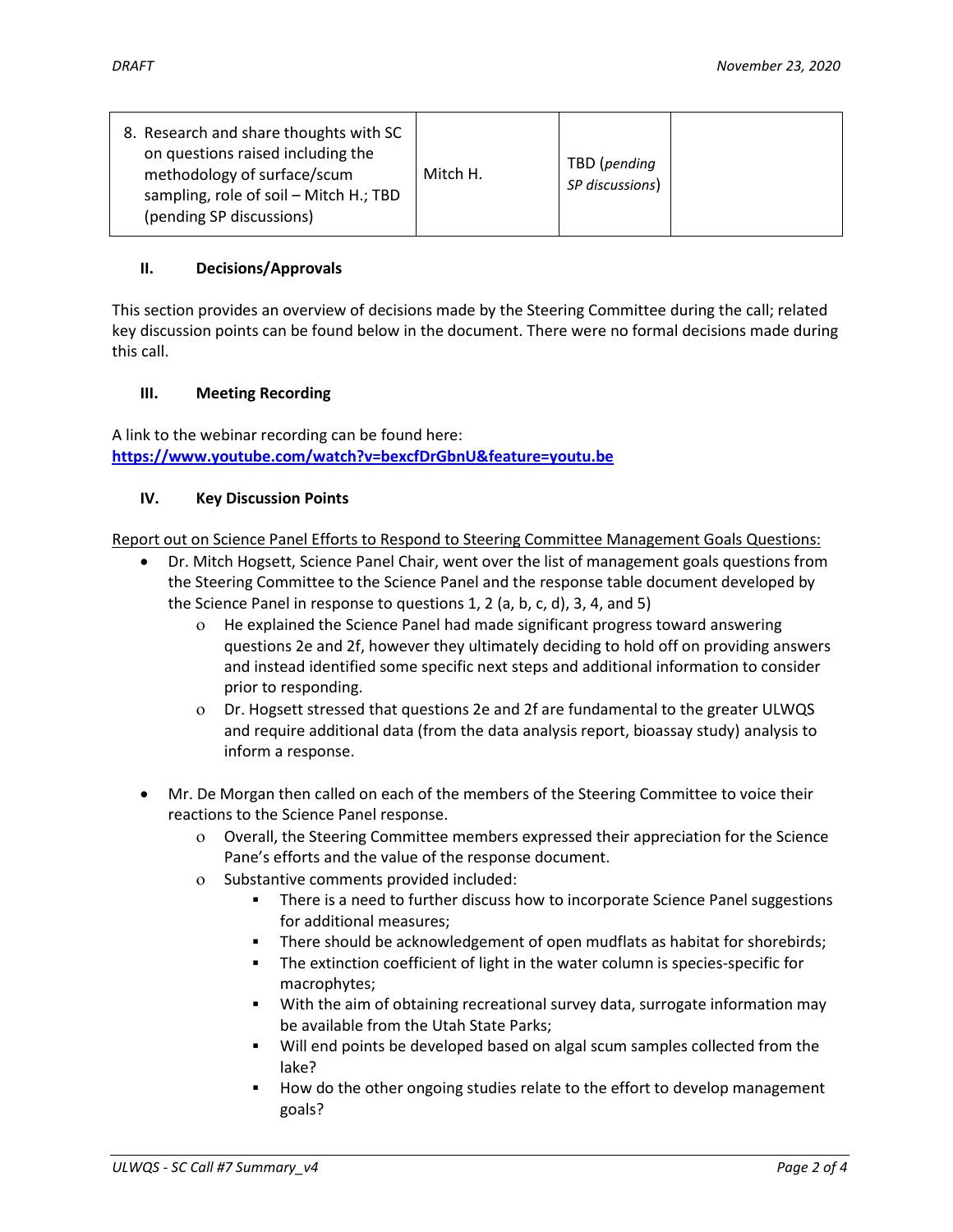| 8. Research and share thoughts with SC on questions raised including the methodology of surface/scum sampling, role of soil – Mitch H.; TBD (pending SP discussions) | Mitch H. | TBD (*pending SP discussions*) | |
|---|---|---|---|

## II. Decisions/Approvals

This section provides an overview of decisions made by the Steering Committee during the call; related key discussion points can be found below in the document. There were no formal decisions made during this call.

## III. Meeting Recording

A link to the webinar recording can be found here:
**https://www.youtube.com/watch?v=bexcfDrGbnU&feature=youtu.be**

## IV. Key Discussion Points

Report out on Science Panel Efforts to Respond to Steering Committee Management Goals Questions:

- Dr. Mitch Hogsett, Science Panel Chair, went over the list of management goals questions from the Steering Committee to the Science Panel and the response table document developed by the Science Panel in response to questions 1, 2 (a, b, c, d), 3, 4, and 5)
  - He explained the Science Panel had made significant progress toward answering questions 2e and 2f, however they ultimately deciding to hold off on providing answers and instead identified some specific next steps and additional information to consider prior to responding.
  - Dr. Hogsett stressed that questions 2e and 2f are fundamental to the greater ULWQS and require additional data (from the data analysis report, bioassay study) analysis to inform a response.

- Mr. De Morgan then called on each of the members of the Steering Committee to voice their reactions to the Science Panel response.
  - Overall, the Steering Committee members expressed their appreciation for the Science Pane's efforts and the value of the response document.
  - Substantive comments provided included:
    - There is a need to further discuss how to incorporate Science Panel suggestions for additional measures;
    - There should be acknowledgement of open mudflats as habitat for shorebirds;
    - The extinction coefficient of light in the water column is species-specific for macrophytes;
    - With the aim of obtaining recreational survey data, surrogate information may be available from the Utah State Parks;
    - Will end points be developed based on algal scum samples collected from the lake?
    - How do the other ongoing studies relate to the effort to develop management goals?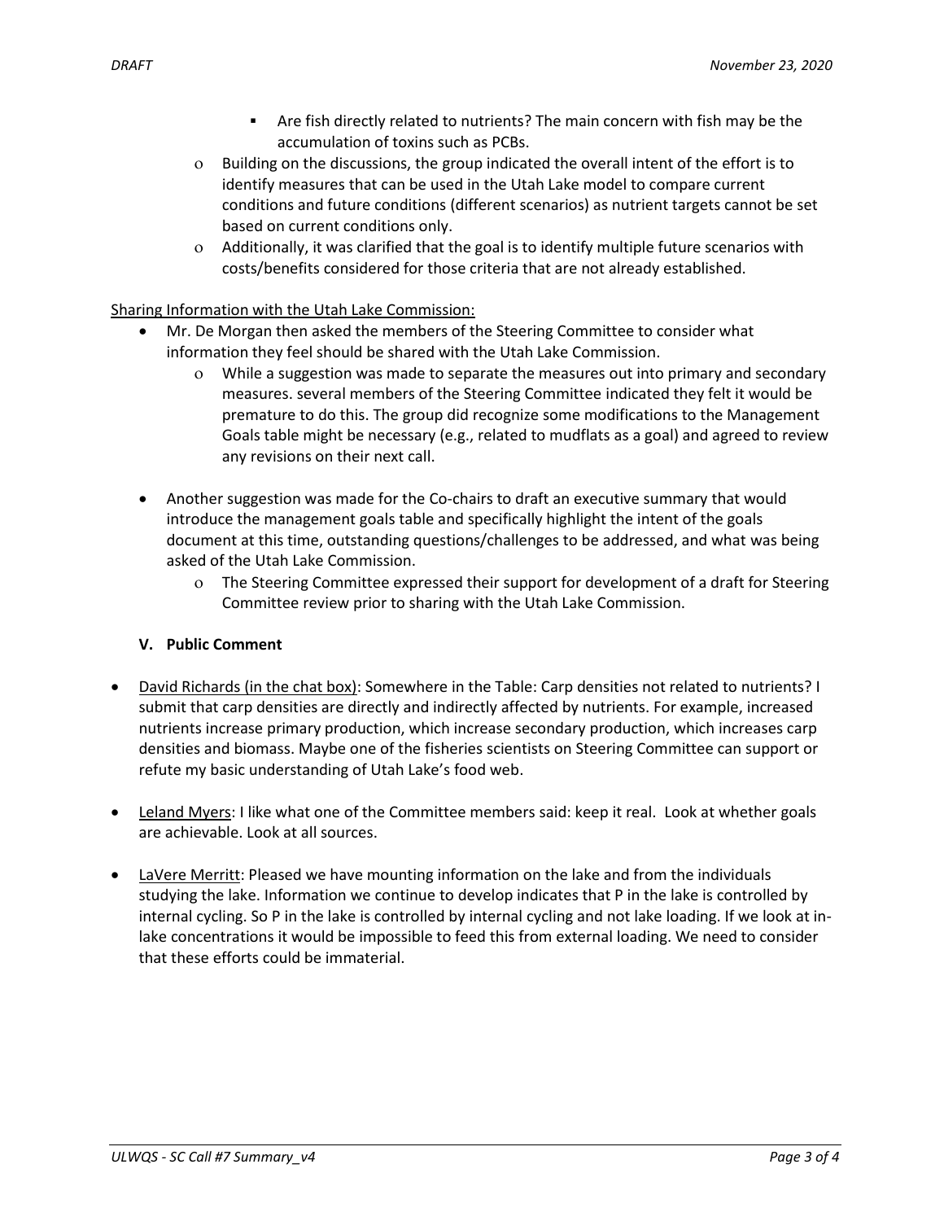- Are fish directly related to nutrients? The main concern with fish may be the accumulation of toxins such as PCBs.
    - Building on the discussions, the group indicated the overall intent of the effort is to identify measures that can be used in the Utah Lake model to compare current conditions and future conditions (different scenarios) as nutrient targets cannot be set based on current conditions only.
    - Additionally, it was clarified that the goal is to identify multiple future scenarios with costs/benefits considered for those criteria that are not already established.

Sharing Information with the Utah Lake Commission:

- Mr. De Morgan then asked the members of the Steering Committee to consider what information they feel should be shared with the Utah Lake Commission.
    - While a suggestion was made to separate the measures out into primary and secondary measures. several members of the Steering Committee indicated they felt it would be premature to do this. The group did recognize some modifications to the Management Goals table might be necessary (e.g., related to mudflats as a goal) and agreed to review any revisions on their next call.

- Another suggestion was made for the Co-chairs to draft an executive summary that would introduce the management goals table and specifically highlight the intent of the goals document at this time, outstanding questions/challenges to be addressed, and what was being asked of the Utah Lake Commission.
    - The Steering Committee expressed their support for development of a draft for Steering Committee review prior to sharing with the Utah Lake Commission.

### V. Public Comment

- David Richards (in the chat box): Somewhere in the Table: Carp densities not related to nutrients? I submit that carp densities are directly and indirectly affected by nutrients. For example, increased nutrients increase primary production, which increase secondary production, which increases carp densities and biomass. Maybe one of the fisheries scientists on Steering Committee can support or refute my basic understanding of Utah Lake's food web.

- Leland Myers: I like what one of the Committee members said: keep it real. Look at whether goals are achievable. Look at all sources.

- LaVere Merritt: Pleased we have mounting information on the lake and from the individuals studying the lake. Information we continue to develop indicates that P in the lake is controlled by internal cycling. So P in the lake is controlled by internal cycling and not lake loading. If we look at in-lake concentrations it would be impossible to feed this from external loading. We need to consider that these efforts could be immaterial.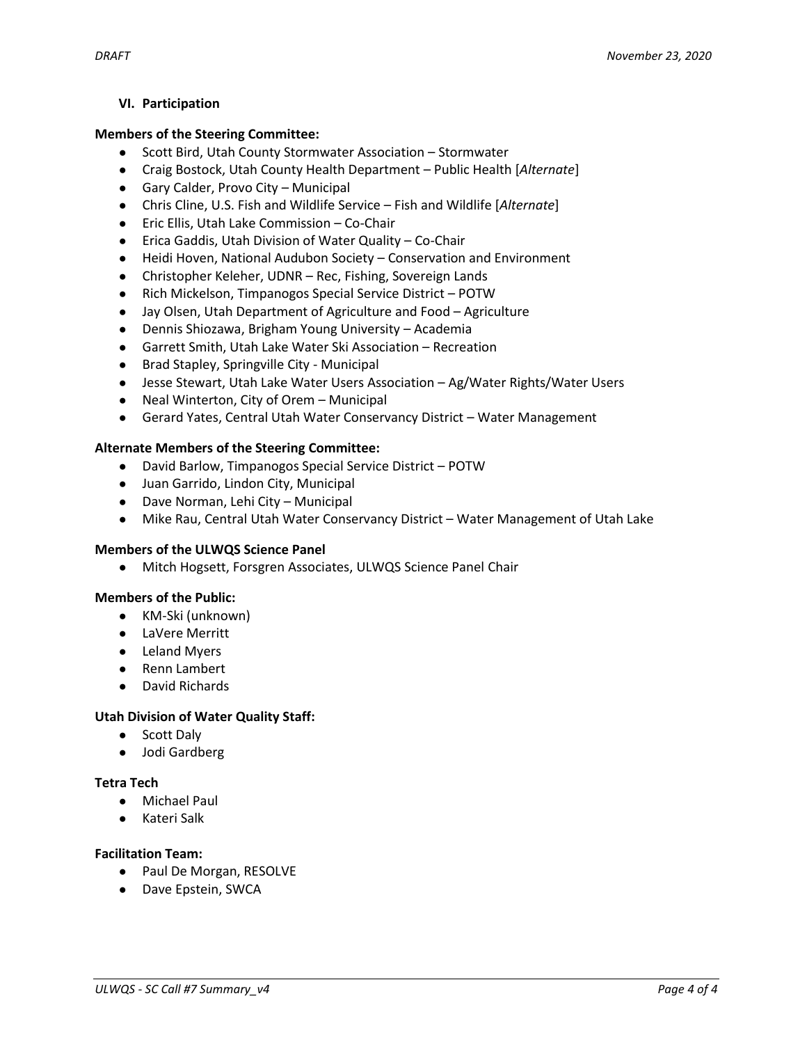## VI. Participation

**Members of the Steering Committee:**

- Scott Bird, Utah County Stormwater Association – Stormwater
- Craig Bostock, Utah County Health Department – Public Health [*Alternate*]
- Gary Calder, Provo City – Municipal
- Chris Cline, U.S. Fish and Wildlife Service – Fish and Wildlife [*Alternate*]
- Eric Ellis, Utah Lake Commission – Co-Chair
- Erica Gaddis, Utah Division of Water Quality – Co-Chair
- Heidi Hoven, National Audubon Society – Conservation and Environment
- Christopher Keleher, UDNR – Rec, Fishing, Sovereign Lands
- Rich Mickelson, Timpanogos Special Service District – POTW
- Jay Olsen, Utah Department of Agriculture and Food – Agriculture
- Dennis Shiozawa, Brigham Young University – Academia
- Garrett Smith, Utah Lake Water Ski Association – Recreation
- Brad Stapley, Springville City - Municipal
- Jesse Stewart, Utah Lake Water Users Association – Ag/Water Rights/Water Users
- Neal Winterton, City of Orem – Municipal
- Gerard Yates, Central Utah Water Conservancy District – Water Management

**Alternate Members of the Steering Committee:**

- David Barlow, Timpanogos Special Service District – POTW
- Juan Garrido, Lindon City, Municipal
- Dave Norman, Lehi City – Municipal
- Mike Rau, Central Utah Water Conservancy District – Water Management of Utah Lake

**Members of the ULWQS Science Panel**

- Mitch Hogsett, Forsgren Associates, ULWQS Science Panel Chair

**Members of the Public:**

- KM-Ski (unknown)
- LaVere Merritt
- Leland Myers
- Renn Lambert
- David Richards

**Utah Division of Water Quality Staff:**

- Scott Daly
- Jodi Gardberg

**Tetra Tech**

- Michael Paul
- Kateri Salk

**Facilitation Team:**

- Paul De Morgan, RESOLVE
- Dave Epstein, SWCA